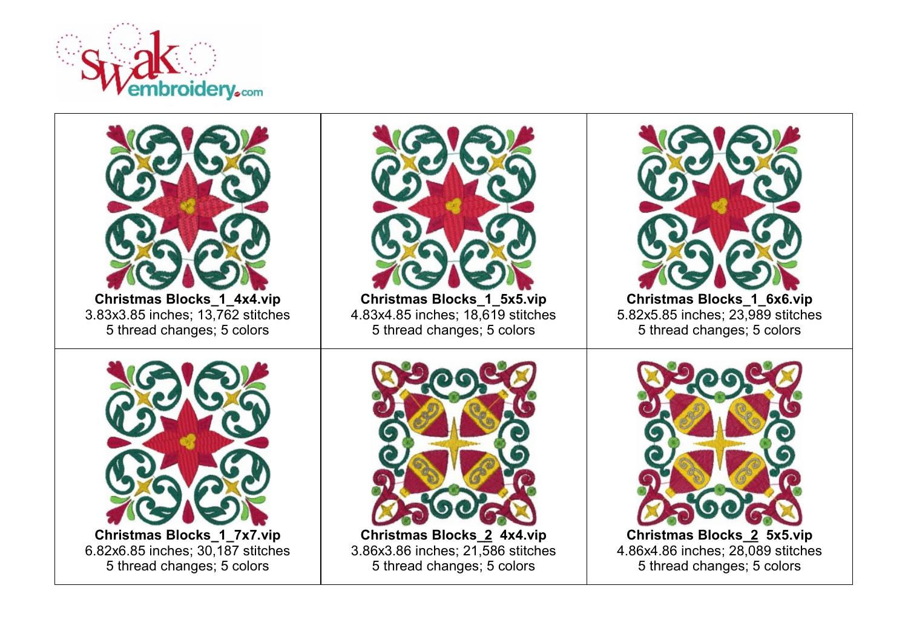swak embroidery.com

| | | |
|---|---|---|
| **Christmas Blocks_1_4x4.vip**<br>3.83x3.85 inches; 13,762 stitches<br>5 thread changes; 5 colors | **Christmas Blocks_1_5x5.vip**<br>4.83x4.85 inches; 18,619 stitches<br>5 thread changes; 5 colors | **Christmas Blocks_1_6x6.vip**<br>5.82x5.85 inches; 23,989 stitches<br>5 thread changes; 5 colors |
| **Christmas Blocks_1_7x7.vip**<br>6.82x6.85 inches; 30,187 stitches<br>5 thread changes; 5 colors | **Christmas Blocks_2 4x4.vip**<br>3.86x3.86 inches; 21,586 stitches<br>5 thread changes; 5 colors | **Christmas Blocks_2 5x5.vip**<br>4.86x4.86 inches; 28,089 stitches<br>5 thread changes; 5 colors |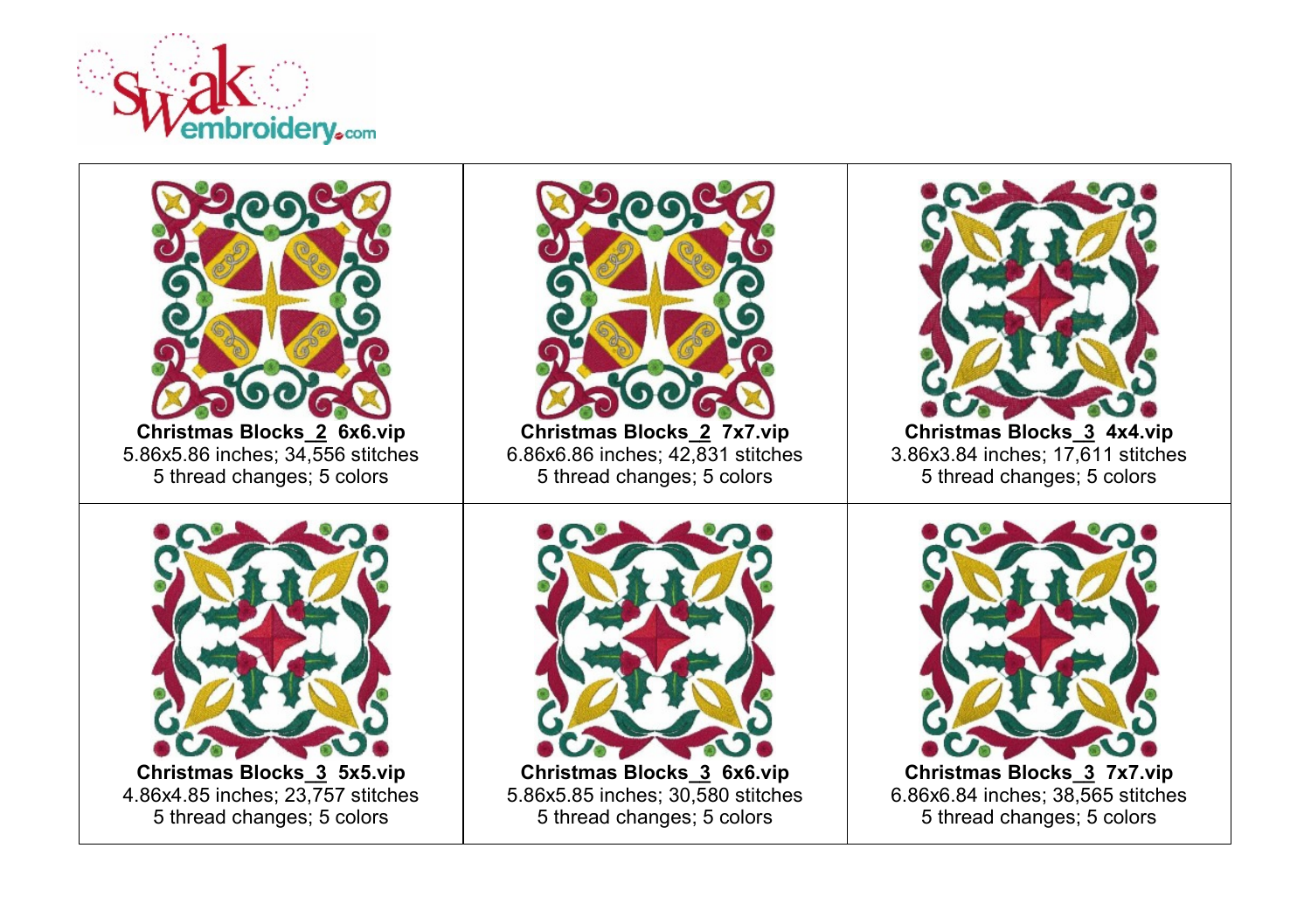| | | |
|---|---|---|
| **Christmas Blocks_2 6x6.vip**<br>5.86x5.86 inches; 34,556 stitches<br>5 thread changes; 5 colors | **Christmas Blocks_2 7x7.vip**<br>6.86x6.86 inches; 42,831 stitches<br>5 thread changes; 5 colors | **Christmas Blocks_3 4x4.vip**<br>3.86x3.84 inches; 17,611 stitches<br>5 thread changes; 5 colors |
| **Christmas Blocks_3 5x5.vip**<br>4.86x4.85 inches; 23,757 stitches<br>5 thread changes; 5 colors | **Christmas Blocks_3 6x6.vip**<br>5.86x5.85 inches; 30,580 stitches<br>5 thread changes; 5 colors | **Christmas Blocks_3 7x7.vip**<br>6.86x6.84 inches; 38,565 stitches<br>5 thread changes; 5 colors |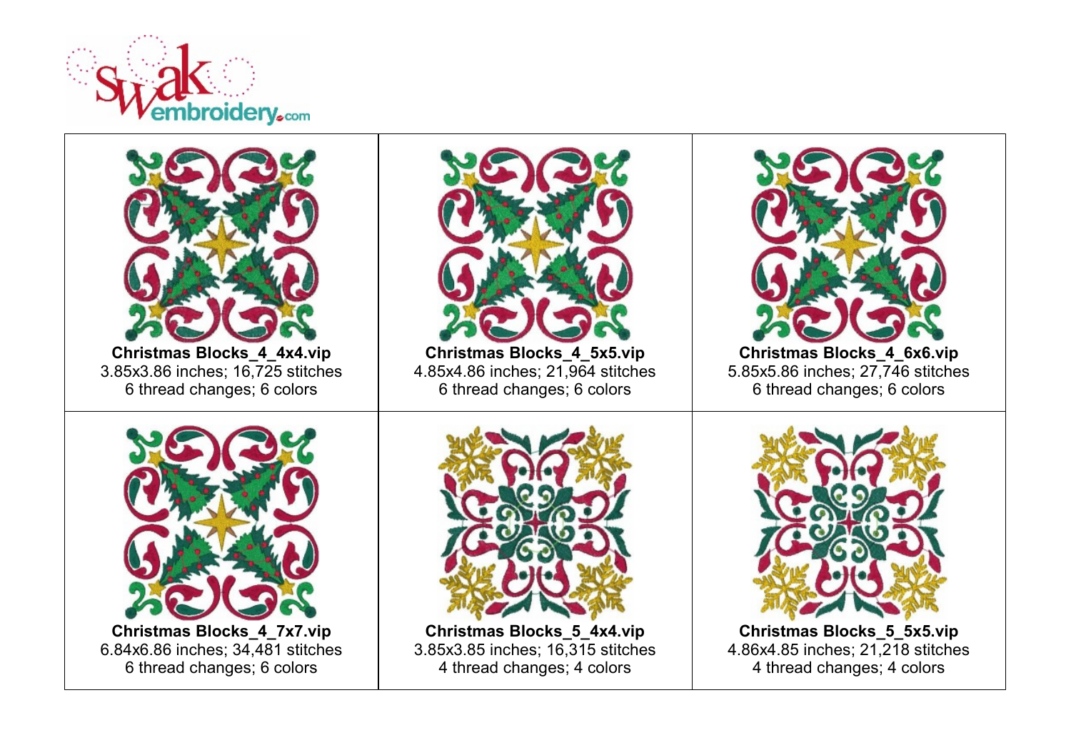| | | |
|---|---|---|
| **Christmas Blocks_4_4x4.vip**<br>3.85x3.86 inches; 16,725 stitches<br>6 thread changes; 6 colors | **Christmas Blocks_4_5x5.vip**<br>4.85x4.86 inches; 21,964 stitches<br>6 thread changes; 6 colors | **Christmas Blocks_4_6x6.vip**<br>5.85x5.86 inches; 27,746 stitches<br>6 thread changes; 6 colors |
| **Christmas Blocks_4_7x7.vip**<br>6.84x6.86 inches; 34,481 stitches<br>6 thread changes; 6 colors | **Christmas Blocks_5_4x4.vip**<br>3.85x3.85 inches; 16,315 stitches<br>4 thread changes; 4 colors | **Christmas Blocks_5_5x5.vip**<br>4.86x4.85 inches; 21,218 stitches<br>4 thread changes; 4 colors |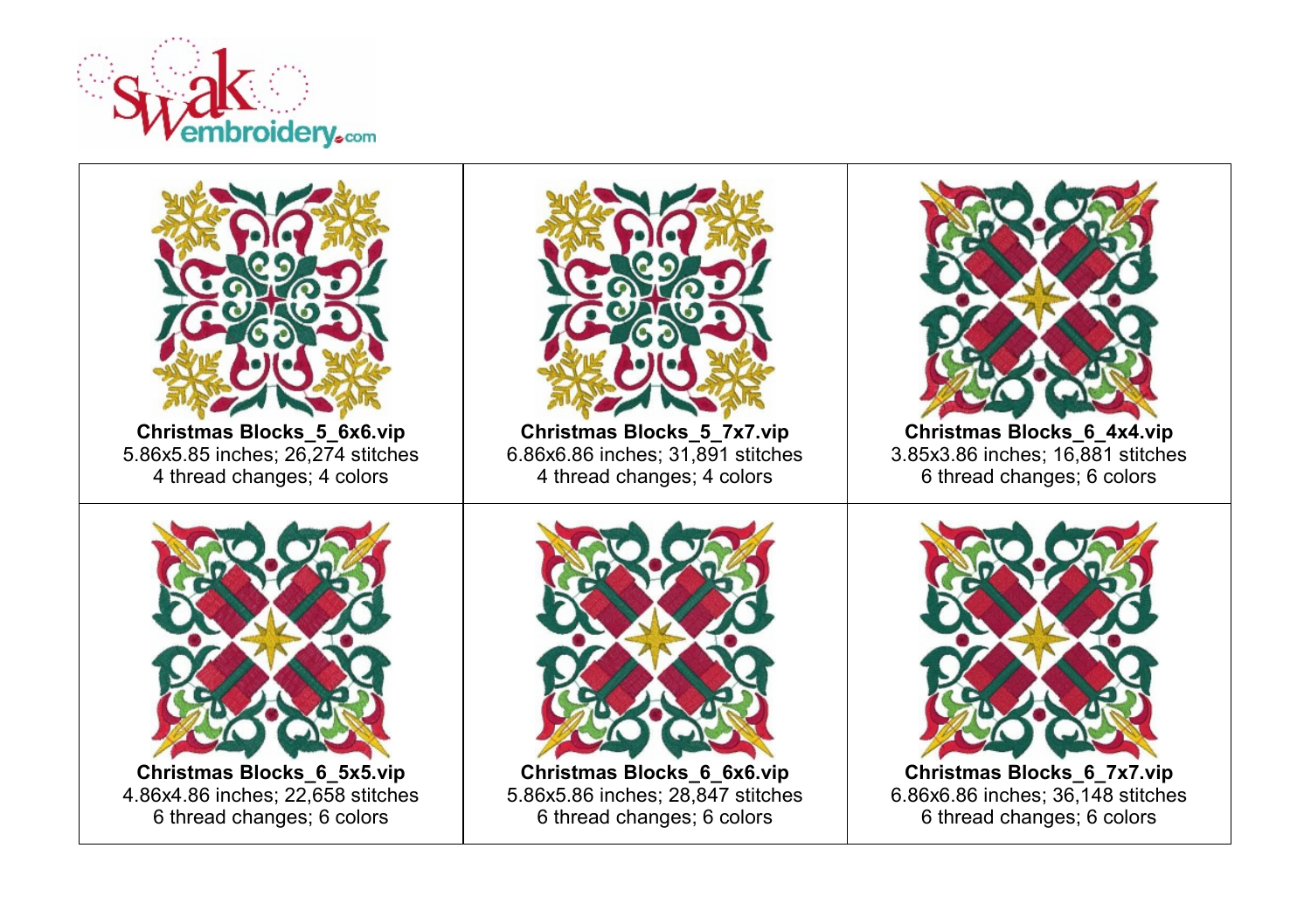| | | |
|---|---|---|
| **Christmas Blocks_5_6x6.vip**<br>5.86x5.85 inches; 26,274 stitches<br>4 thread changes; 4 colors | **Christmas Blocks_5_7x7.vip**<br>6.86x6.86 inches; 31,891 stitches<br>4 thread changes; 4 colors | **Christmas Blocks_6_4x4.vip**<br>3.85x3.86 inches; 16,881 stitches<br>6 thread changes; 6 colors |
| **Christmas Blocks_6_5x5.vip**<br>4.86x4.86 inches; 22,658 stitches<br>6 thread changes; 6 colors | **Christmas Blocks_6_6x6.vip**<br>5.86x5.86 inches; 28,847 stitches<br>6 thread changes; 6 colors | **Christmas Blocks_6_7x7.vip**<br>6.86x6.86 inches; 36,148 stitches<br>6 thread changes; 6 colors |